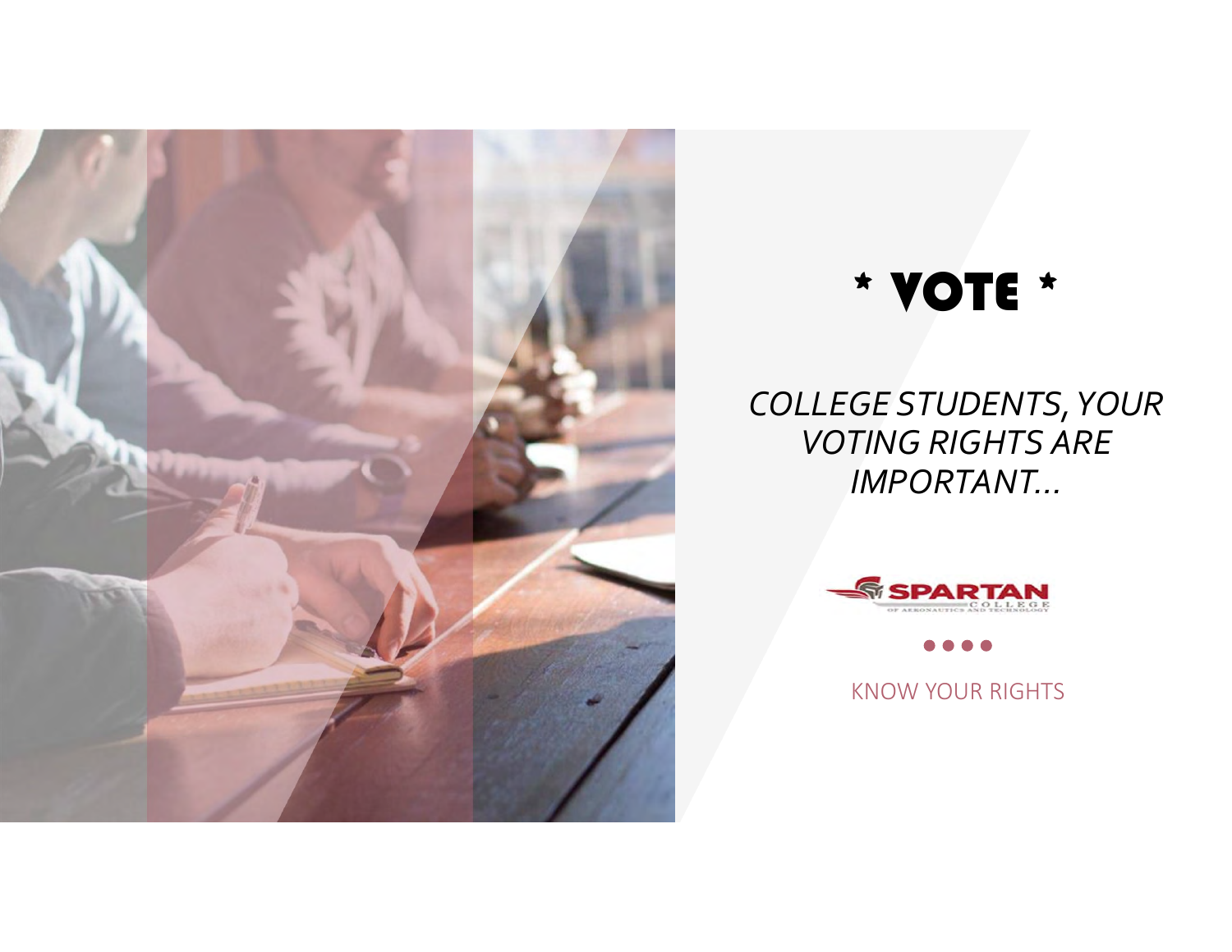# * VOTE *

*COLLEGE STUDENTS, YOUR VOTING RIGHTS ARE IMPORTANT…*

SPARTAN COLLEGE OF AERONAUTICS AND TECHNOLOGY

KNOW YOUR RIGHTS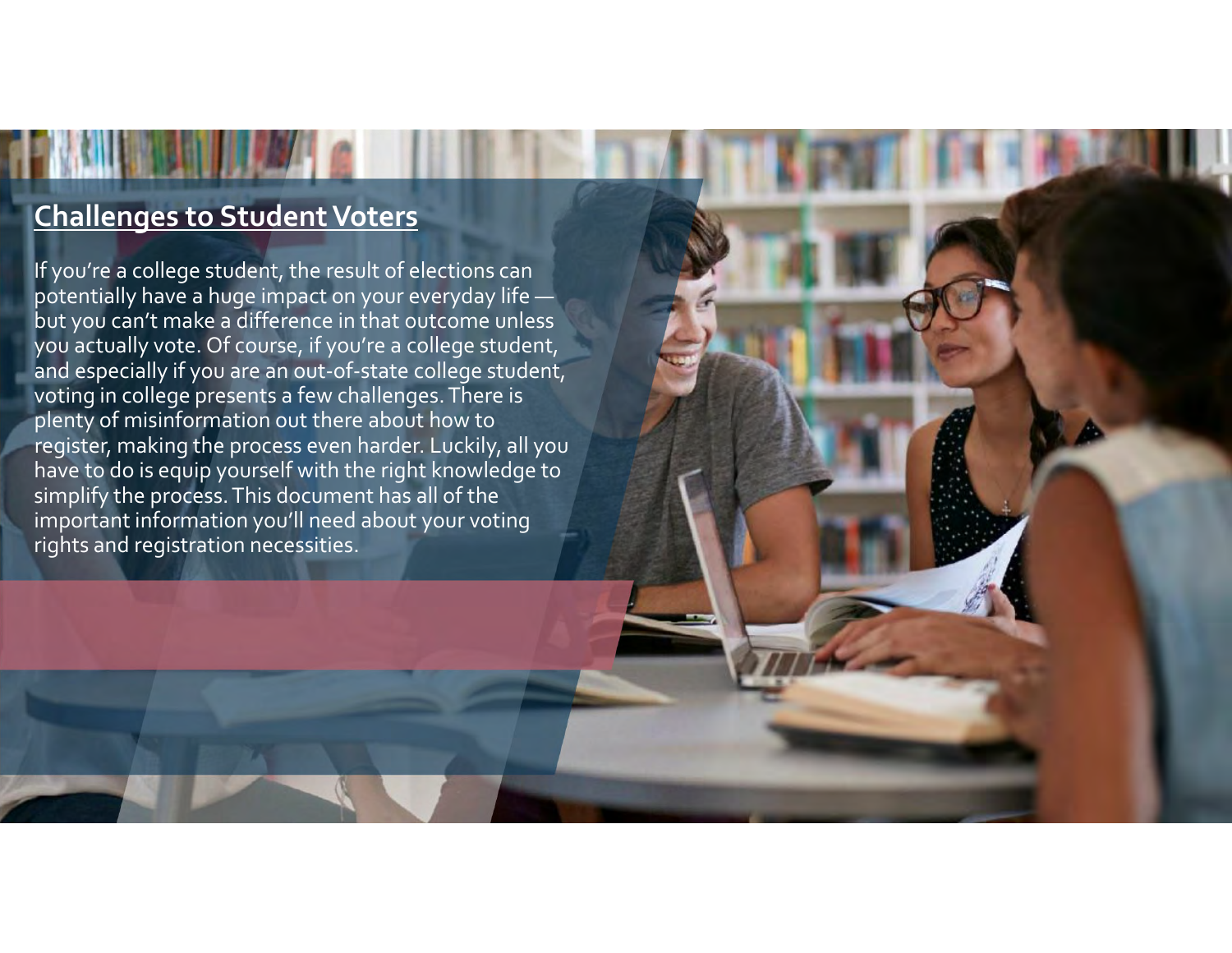## Challenges to Student Voters

If you're a college student, the result of elections can potentially have a huge impact on your everyday life — but you can't make a difference in that outcome unless you actually vote. Of course, if you're a college student, and especially if you are an out-of-state college student, voting in college presents a few challenges. There is plenty of misinformation out there about how to register, making the process even harder. Luckily, all you have to do is equip yourself with the right knowledge to simplify the process. This document has all of the important information you'll need about your voting rights and registration necessities.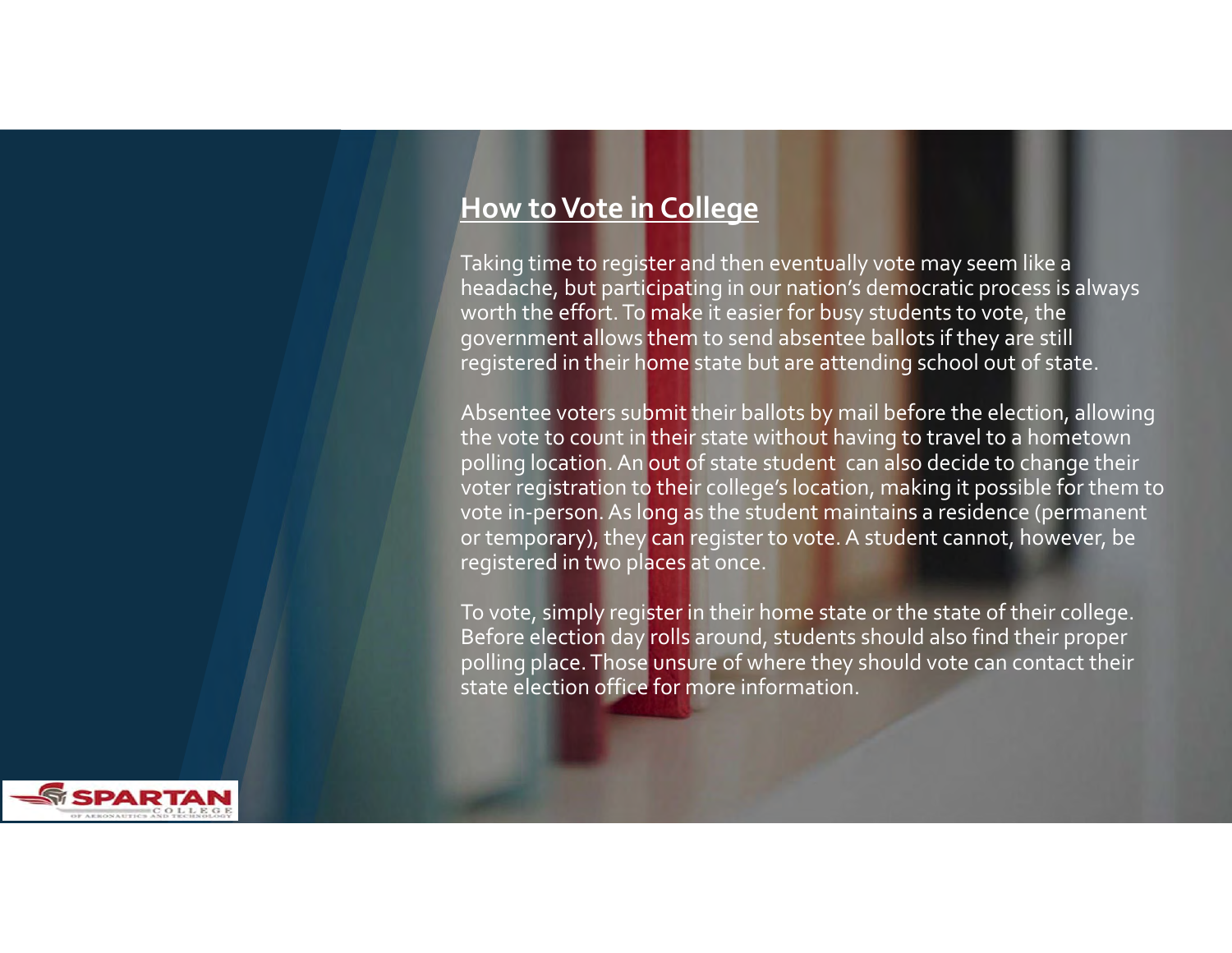## How to Vote in College

Taking time to register and then eventually vote may seem like a headache, but participating in our nation's democratic process is always worth the effort. To make it easier for busy students to vote, the government allows them to send absentee ballots if they are still registered in their home state but are attending school out of state.

Absentee voters submit their ballots by mail before the election, allowing the vote to count in their state without having to travel to a hometown polling location. An out of state student can also decide to change their voter registration to their college's location, making it possible for them to vote in-person. As long as the student maintains a residence (permanent or temporary), they can register to vote. A student cannot, however, be registered in two places at once.

To vote, simply register in their home state or the state of their college. Before election day rolls around, students should also find their proper polling place. Those unsure of where they should vote can contact their state election office for more information.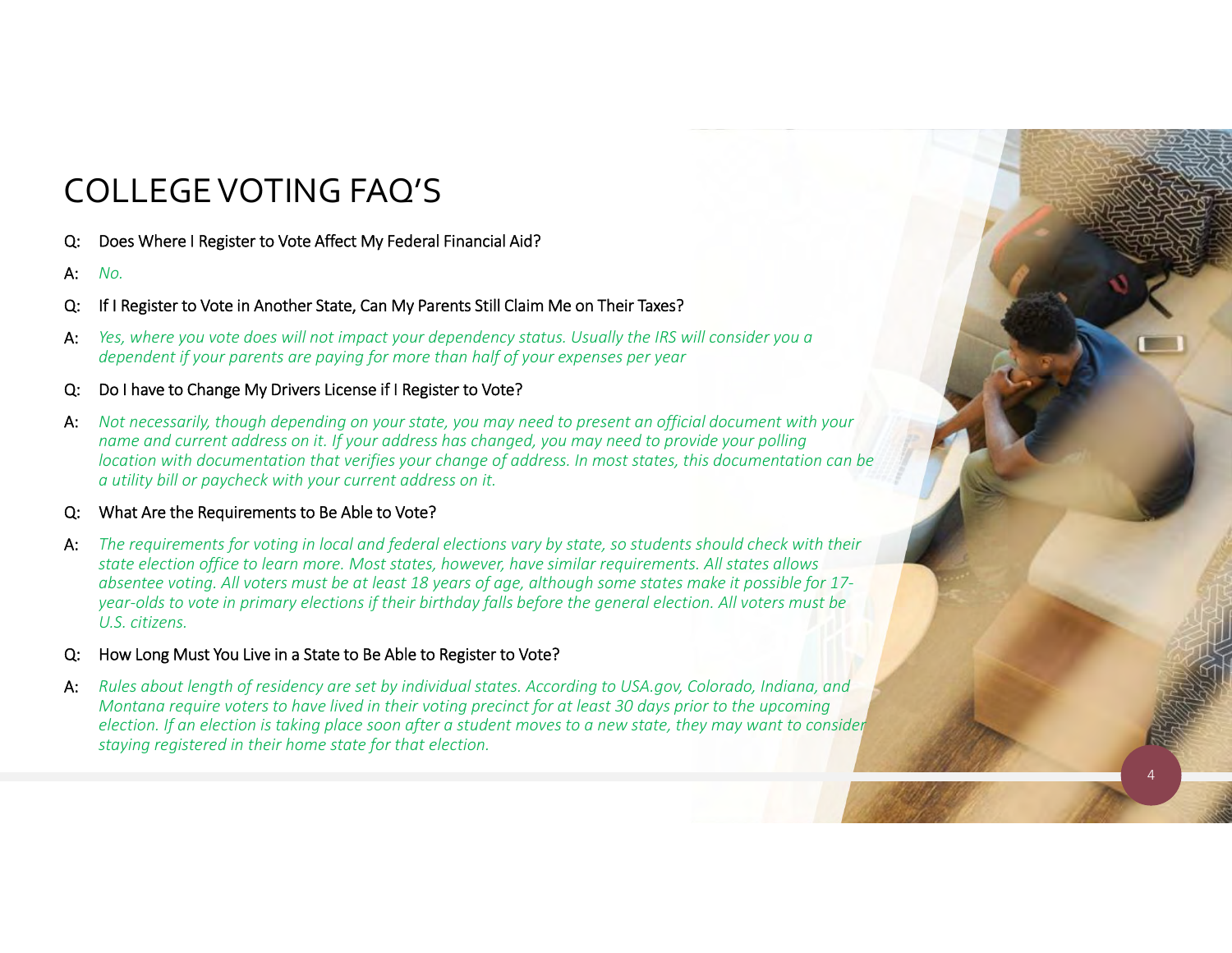# COLLEGE VOTING FAQ'S

Q: Does Where I Register to Vote Affect My Federal Financial Aid?

A: *No.*

Q: If I Register to Vote in Another State, Can My Parents Still Claim Me on Their Taxes?

A: *Yes, where you vote does will not impact your dependency status. Usually the IRS will consider you a dependent if your parents are paying for more than half of your expenses per year*

Q: Do I have to Change My Drivers License if I Register to Vote?

A: *Not necessarily, though depending on your state, you may need to present an official document with your name and current address on it. If your address has changed, you may need to provide your polling location with documentation that verifies your change of address. In most states, this documentation can be a utility bill or paycheck with your current address on it.*

Q: What Are the Requirements to Be Able to Vote?

A: *The requirements for voting in local and federal elections vary by state, so students should check with their state election office to learn more. Most states, however, have similar requirements. All states allows absentee voting. All voters must be at least 18 years of age, although some states make it possible for 17-year-olds to vote in primary elections if their birthday falls before the general election. All voters must be U.S. citizens.*

Q: How Long Must You Live in a State to Be Able to Register to Vote?

A: *Rules about length of residency are set by individual states. According to USA.gov, Colorado, Indiana, and Montana require voters to have lived in their voting precinct for at least 30 days prior to the upcoming election. If an election is taking place soon after a student moves to a new state, they may want to consider staying registered in their home state for that election.*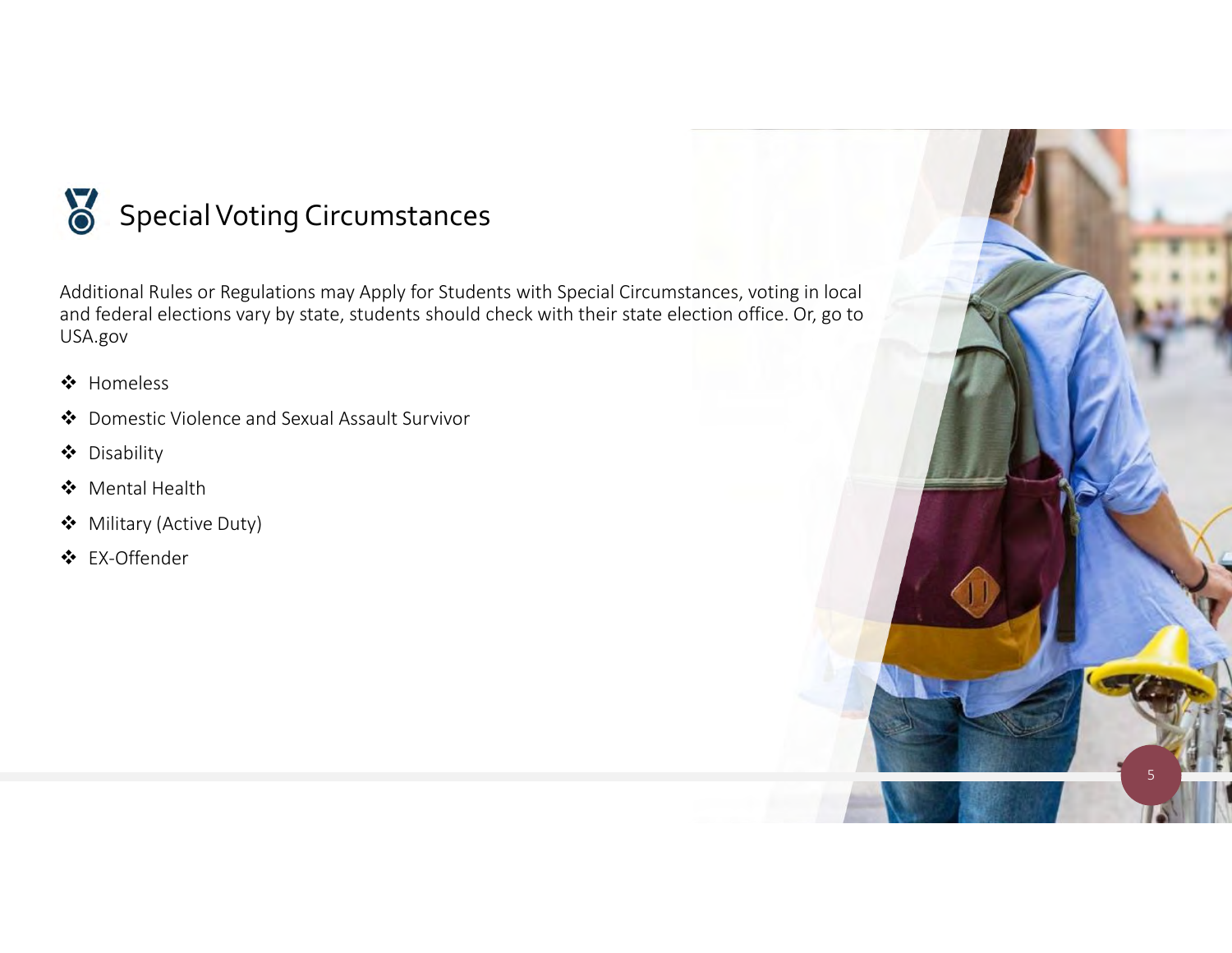# Special Voting Circumstances

Additional Rules or Regulations may Apply for Students with Special Circumstances, voting in local and federal elections vary by state, students should check with their state election office. Or, go to USA.gov

- Homeless
- Domestic Violence and Sexual Assault Survivor
- Disability
- Mental Health
- Military (Active Duty)
- EX-Offender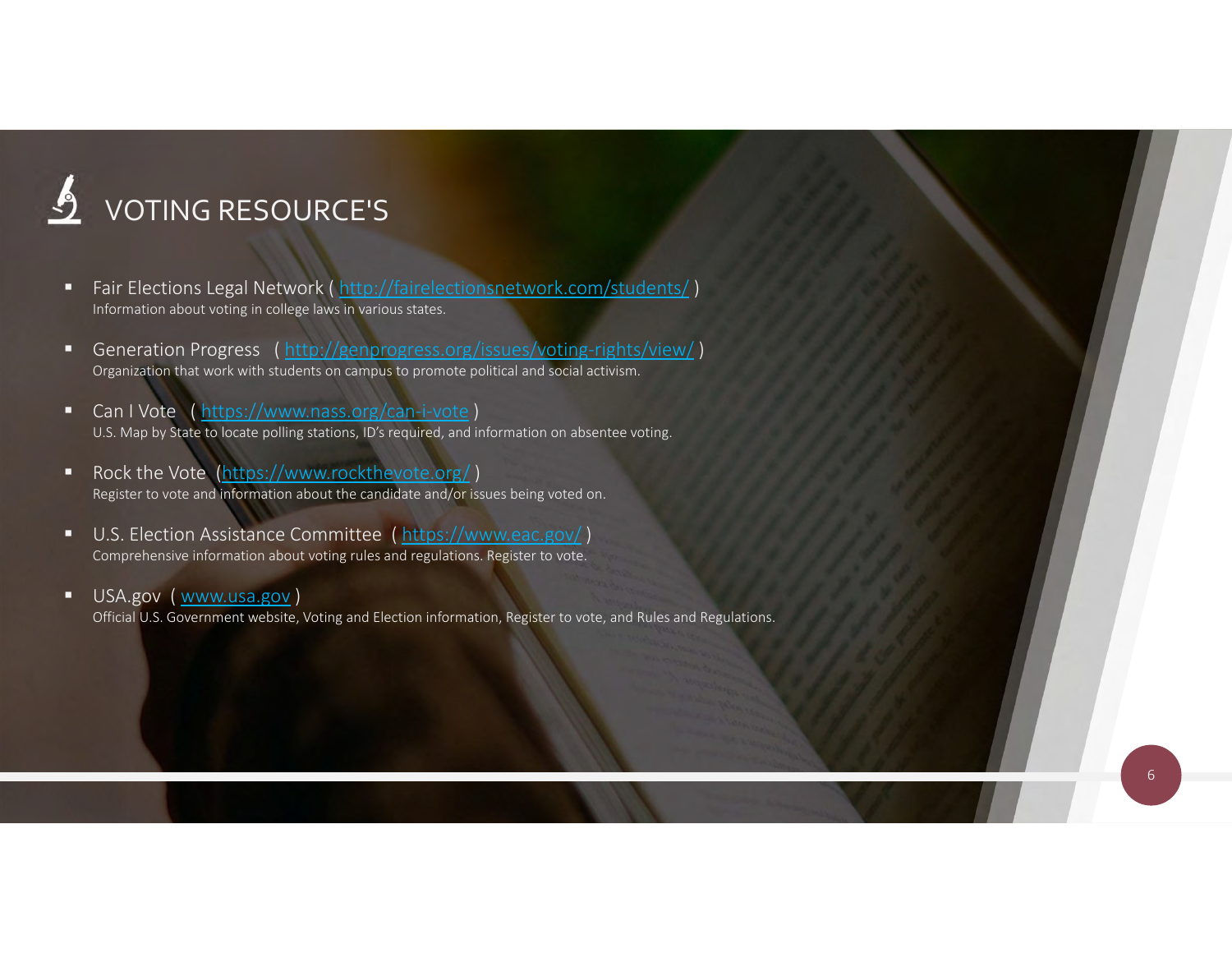# VOTING RESOURCE'S

- Fair Elections Legal Network ( http://fairelectionsnetwork.com/students/ )
  Information about voting in college laws in various states.
- Generation Progress ( http://genprogress.org/issues/voting-rights/view/ )
  Organization that work with students on campus to promote political and social activism.
- Can I Vote ( https://www.nass.org/can-i-vote )
  U.S. Map by State to locate polling stations, ID's required, and information on absentee voting.
- Rock the Vote (https://www.rockthevote.org/ )
  Register to vote and information about the candidate and/or issues being voted on.
- U.S. Election Assistance Committee ( https://www.eac.gov/ )
  Comprehensive information about voting rules and regulations. Register to vote.
- USA.gov ( www.usa.gov )
  Official U.S. Government website, Voting and Election information, Register to vote, and Rules and Regulations.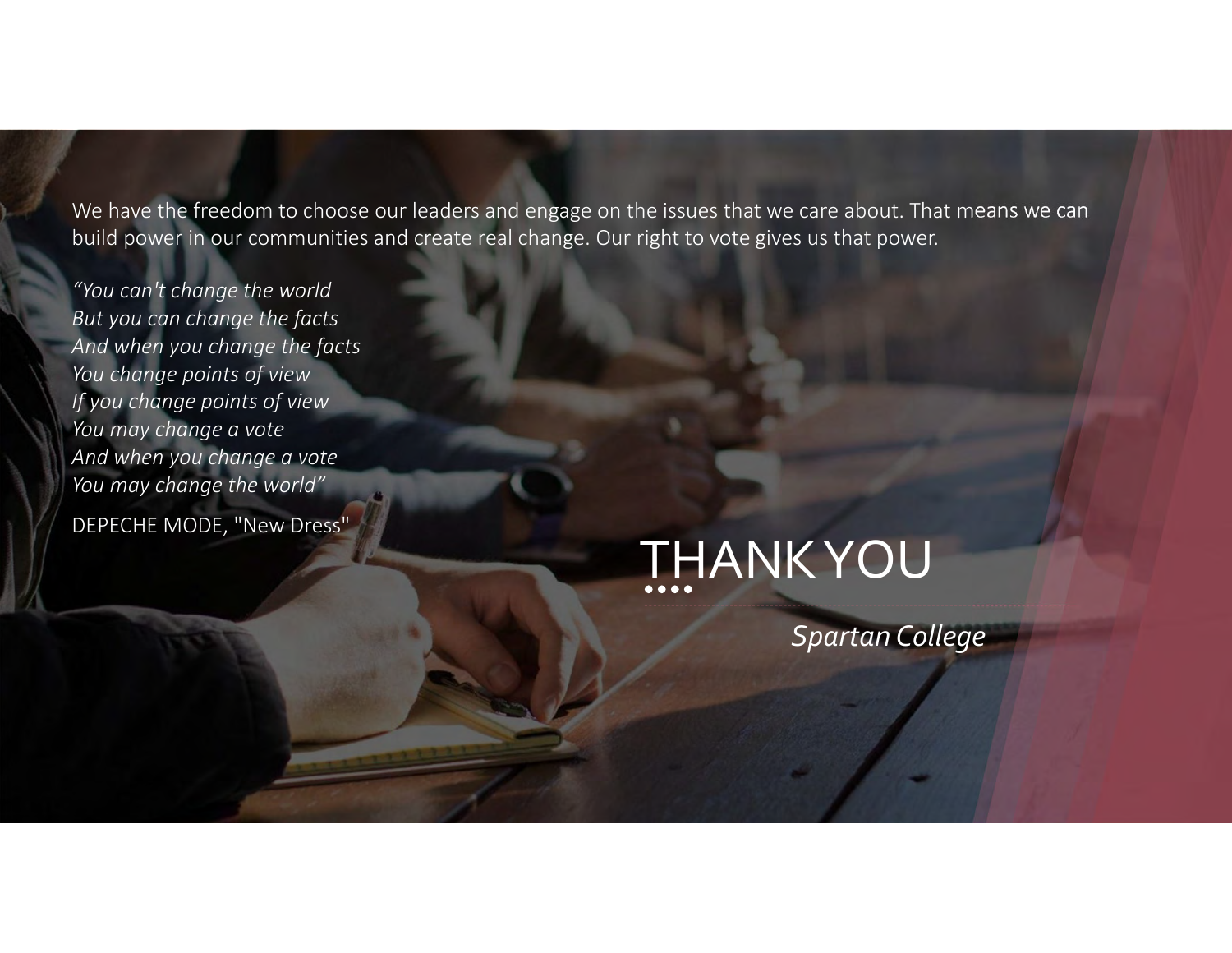We have the freedom to choose our leaders and engage on the issues that we care about. That means we can build power in our communities and create real change. Our right to vote gives us that power.

*"You can't change the world*
*But you can change the facts*
*And when you change the facts*
*You change points of view*
*If you change points of view*
*You may change a vote*
*And when you change a vote*
*You may change the world"*

DEPECHE MODE, "New Dress"

# THANK YOU

*Spartan College*